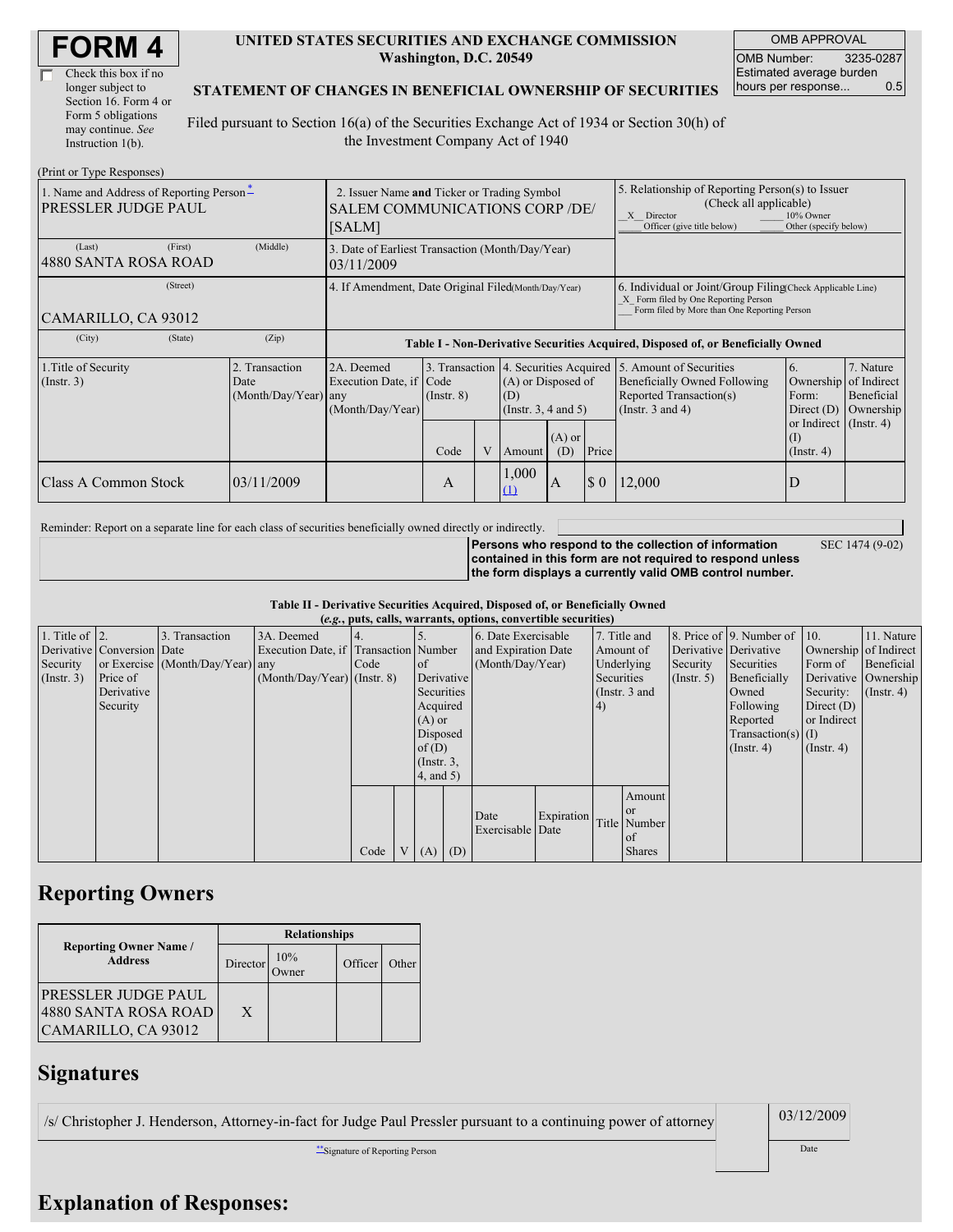# FORM 4

☐ Check this box if no longer subject to Section 16. Form 4 or Form 5 obligations may continue. *See* Instruction 1(b).

**UNITED STATES SECURITIES AND EXCHANGE COMMISSION**
**Washington, D.C. 20549**

**STATEMENT OF CHANGES IN BENEFICIAL OWNERSHIP OF SECURITIES**

Filed pursuant to Section 16(a) of the Securities Exchange Act of 1934 or Section 30(h) of the Investment Company Act of 1940

| OMB APPROVAL | |
|---|---|
| OMB Number: | 3235-0287 |
| Estimated average burden hours per response... | 0.5 |

(Print or Type Responses)

| 1. Name and Address of Reporting Person * | 2. Issuer Name **and** Ticker or Trading Symbol | 5. Relationship of Reporting Person(s) to Issuer (Check all applicable) |
|---|---|---|
| PRESSLER JUDGE PAUL | SALEM COMMUNICATIONS CORP /DE/ [SALM] | _X_ Director ___ 10% Owner ___ Officer (give title below) ___ Other (specify below) |
| (Last) (First) (Middle) 4880 SANTA ROSA ROAD | 3. Date of Earliest Transaction (Month/Day/Year) 03/11/2009 | |
| (Street) CAMARILLO, CA 93012 | 4. If Amendment, Date Original Filed (Month/Day/Year) | 6. Individual or Joint/Group Filing (Check Applicable Line) _X_ Form filed by One Reporting Person ___ Form filed by More than One Reporting Person |
| (City) (State) (Zip) | | |

**Table I - Non-Derivative Securities Acquired, Disposed of, or Beneficially Owned**

| 1.Title of Security (Instr. 3) | 2. Transaction Date (Month/Day/Year) | 2A. Deemed Execution Date, if any (Month/Day/Year) | 3. Transaction Code (Instr. 8) | | 4. Securities Acquired (A) or Disposed of (D) (Instr. 3, 4 and 5) | | | 5. Amount of Securities Beneficially Owned Following Reported Transaction(s) (Instr. 3 and 4) | 6. Ownership Form: Direct (D) or Indirect (I) (Instr. 4) | 7. Nature of Indirect Beneficial Ownership (Instr. 4) |
|---|---|---|---|---|---|---|---|---|---|---|
| | | | Code | V | Amount | (A) or (D) | Price | | | |
| Class A Common Stock | 03/11/2009 | | A | | 1,000 (1) | A | $ 0 | 12,000 | D | |

Reminder: Report on a separate line for each class of securities beneficially owned directly or indirectly.

**Persons who respond to the collection of information contained in this form are not required to respond unless the form displays a currently valid OMB control number.** SEC 1474 (9-02)

**Table II - Derivative Securities Acquired, Disposed of, or Beneficially Owned**
**(*e.g.*, puts, calls, warrants, options, convertible securities)**

| 1. Title of Derivative Security (Instr. 3) | 2. Conversion or Exercise Price of Derivative Security | 3. Transaction Date (Month/Day/Year) | 3A. Deemed Execution Date, if any (Month/Day/Year) | 4. Transaction Code (Instr. 8) | | 5. Number of Derivative Securities Acquired (A) or Disposed of (D) (Instr. 3, 4, and 5) | | 6. Date Exercisable and Expiration Date (Month/Day/Year) | | 7. Title and Amount of Underlying Securities (Instr. 3 and 4) | | 8. Price of Derivative Security (Instr. 5) | 9. Number of Derivative Securities Beneficially Owned Following Reported Transaction(s) (Instr. 4) | 10. Ownership Form of Derivative Security: Direct (D) or Indirect (I) (Instr. 4) | 11. Nature of Indirect Beneficial Ownership (Instr. 4) |
|---|---|---|---|---|---|---|---|---|---|---|---|---|---|---|---|
| | | | | Code | V | (A) | (D) | Date Exercisable | Expiration Date | Title | Amount or Number of Shares | | | | |

## Reporting Owners

| Reporting Owner Name / Address | Relationships | | | |
|---|---|---|---|---|
| | Director | 10% Owner | Officer | Other |
| PRESSLER JUDGE PAUL 4880 SANTA ROSA ROAD CAMARILLO, CA 93012 | X | | | |

## Signatures

| /s/ Christopher J. Henderson, Attorney-in-fact for Judge Paul Pressler pursuant to a continuing power of attorney | 03/12/2009 |
|---|---|
| **Signature of Reporting Person | Date |

## Explanation of Responses: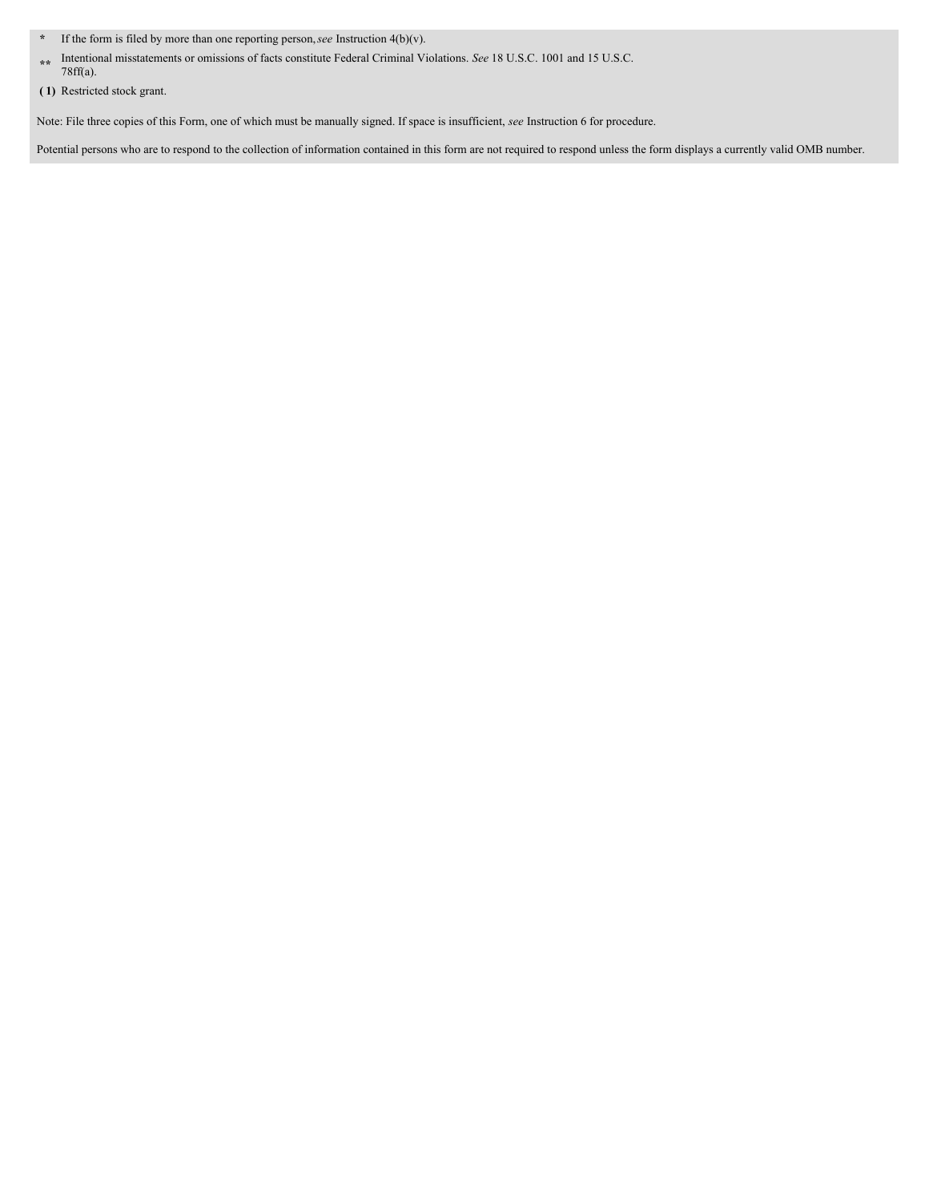\* If the form is filed by more than one reporting person, *see* Instruction 4(b)(v).

\*\* Intentional misstatements or omissions of facts constitute Federal Criminal Violations. *See* 18 U.S.C. 1001 and 15 U.S.C. 78ff(a).

**( 1)** Restricted stock grant.

Note: File three copies of this Form, one of which must be manually signed. If space is insufficient, *see* Instruction 6 for procedure.

Potential persons who are to respond to the collection of information contained in this form are not required to respond unless the form displays a currently valid OMB number.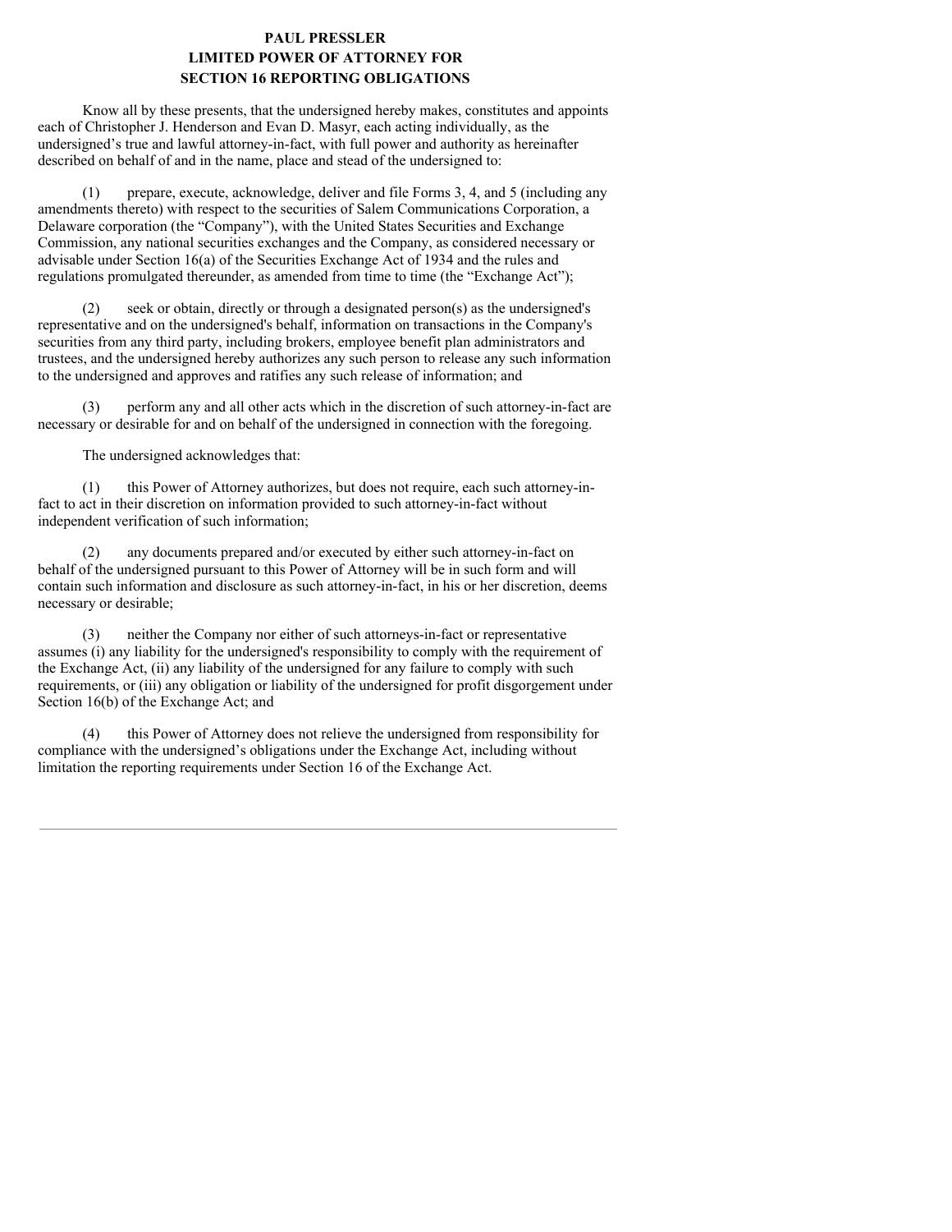**PAUL PRESSLER**
**LIMITED POWER OF ATTORNEY FOR**
**SECTION 16 REPORTING OBLIGATIONS**

Know all by these presents, that the undersigned hereby makes, constitutes and appoints each of Christopher J. Henderson and Evan D. Masyr, each acting individually, as the undersigned's true and lawful attorney-in-fact, with full power and authority as hereinafter described on behalf of and in the name, place and stead of the undersigned to:

(1) prepare, execute, acknowledge, deliver and file Forms 3, 4, and 5 (including any amendments thereto) with respect to the securities of Salem Communications Corporation, a Delaware corporation (the "Company"), with the United States Securities and Exchange Commission, any national securities exchanges and the Company, as considered necessary or advisable under Section 16(a) of the Securities Exchange Act of 1934 and the rules and regulations promulgated thereunder, as amended from time to time (the "Exchange Act");

(2) seek or obtain, directly or through a designated person(s) as the undersigned's representative and on the undersigned's behalf, information on transactions in the Company's securities from any third party, including brokers, employee benefit plan administrators and trustees, and the undersigned hereby authorizes any such person to release any such information to the undersigned and approves and ratifies any such release of information; and

(3) perform any and all other acts which in the discretion of such attorney-in-fact are necessary or desirable for and on behalf of the undersigned in connection with the foregoing.

The undersigned acknowledges that:

(1) this Power of Attorney authorizes, but does not require, each such attorney-in-fact to act in their discretion on information provided to such attorney-in-fact without independent verification of such information;

(2) any documents prepared and/or executed by either such attorney-in-fact on behalf of the undersigned pursuant to this Power of Attorney will be in such form and will contain such information and disclosure as such attorney-in-fact, in his or her discretion, deems necessary or desirable;

(3) neither the Company nor either of such attorneys-in-fact or representative assumes (i) any liability for the undersigned's responsibility to comply with the requirement of the Exchange Act, (ii) any liability of the undersigned for any failure to comply with such requirements, or (iii) any obligation or liability of the undersigned for profit disgorgement under Section 16(b) of the Exchange Act; and

(4) this Power of Attorney does not relieve the undersigned from responsibility for compliance with the undersigned's obligations under the Exchange Act, including without limitation the reporting requirements under Section 16 of the Exchange Act.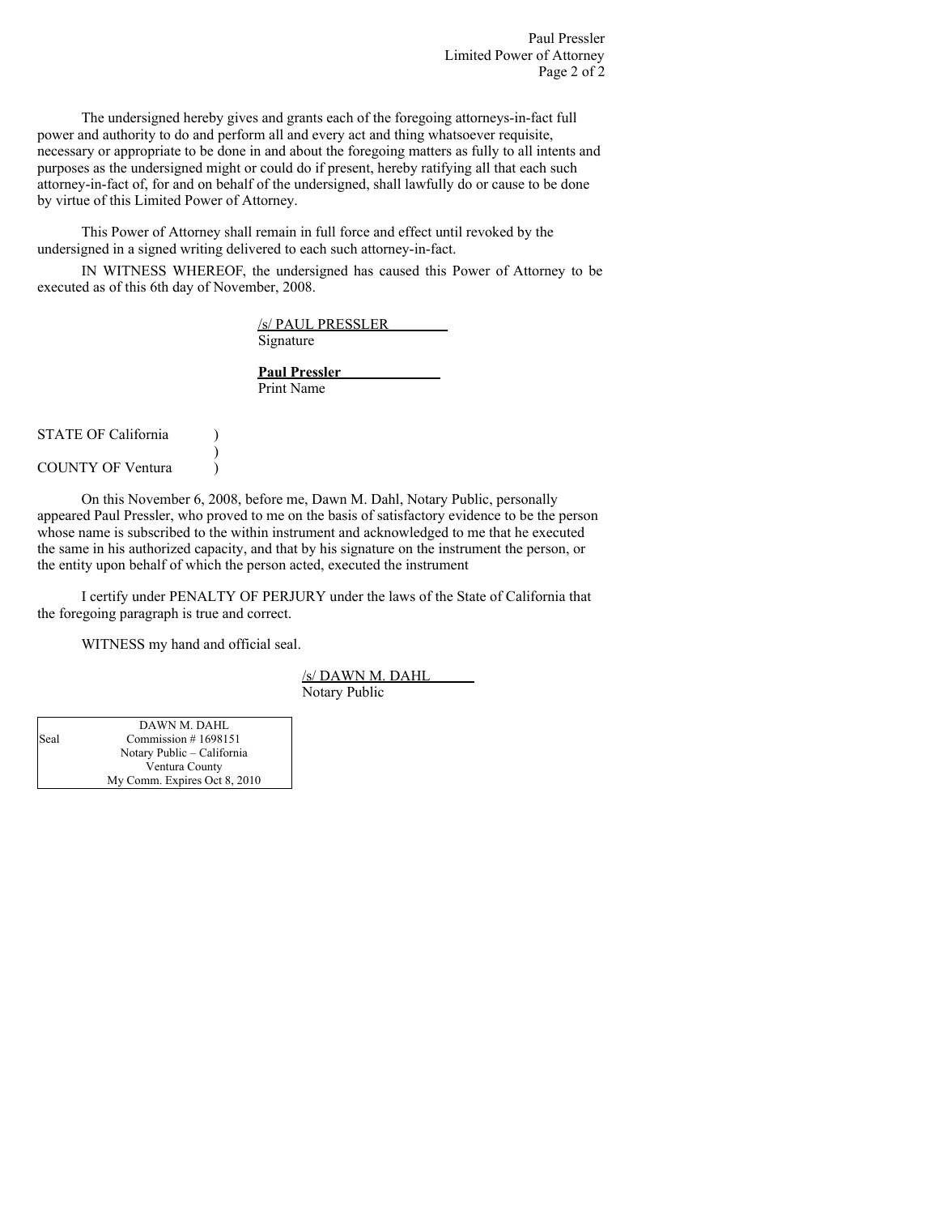The undersigned hereby gives and grants each of the foregoing attorneys-in-fact full power and authority to do and perform all and every act and thing whatsoever requisite, necessary or appropriate to be done in and about the foregoing matters as fully to all intents and purposes as the undersigned might or could do if present, hereby ratifying all that each such attorney-in-fact of, for and on behalf of the undersigned, shall lawfully do or cause to be done by virtue of this Limited Power of Attorney.

This Power of Attorney shall remain in full force and effect until revoked by the undersigned in a signed writing delivered to each such attorney-in-fact.

IN WITNESS WHEREOF, the undersigned has caused this Power of Attorney to be executed as of this 6th day of November, 2008.

/s/ PAUL PRESSLER
Signature

**Paul Pressler**
Print Name

STATE OF California )
)
COUNTY OF Ventura )

On this November 6, 2008, before me, Dawn M. Dahl, Notary Public, personally appeared Paul Pressler, who proved to me on the basis of satisfactory evidence to be the person whose name is subscribed to the within instrument and acknowledged to me that he executed the same in his authorized capacity, and that by his signature on the instrument the person, or the entity upon behalf of which the person acted, executed the instrument

I certify under PENALTY OF PERJURY under the laws of the State of California that the foregoing paragraph is true and correct.

WITNESS my hand and official seal.

/s/ DAWN M. DAHL
Notary Public

| | |
|---|---|
| Seal | DAWN M. DAHL<br>Commission # 1698151<br>Notary Public – California<br>Ventura County<br>My Comm. Expires Oct 8, 2010 |